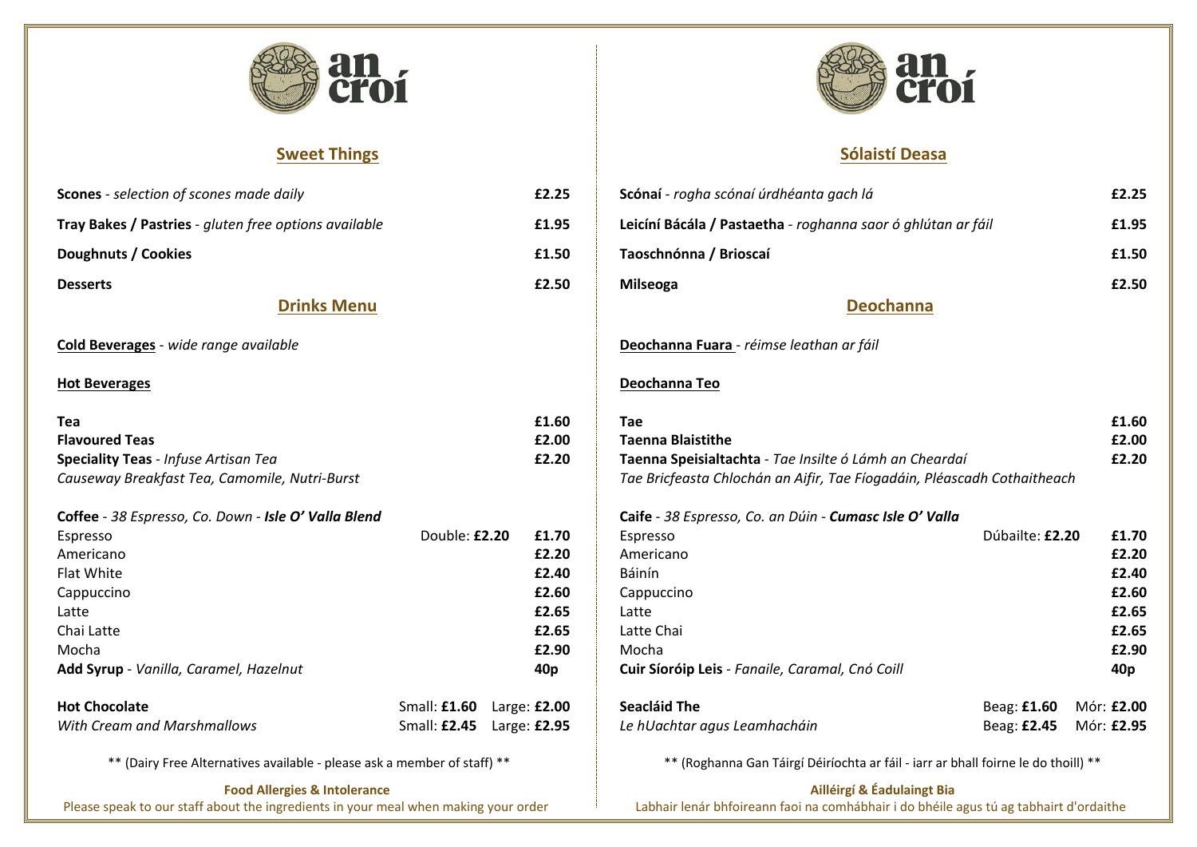# an croí

## Sweet Things

| Item | Price |
|---|---|
| **Scones** - *selection of scones made daily* | **£2.25** |
| **Tray Bakes / Pastries** - *gluten free options available* | **£1.95** |
| **Doughnuts / Cookies** | **£1.50** |
| **Desserts** | **£2.50** |

## Drinks Menu

**Cold Beverages** - *wide range available*

**Hot Beverages**

| Item | | Price |
|---|---|---|
| **Tea** | | **£1.60** |
| **Flavoured Teas** | | **£2.00** |
| **Speciality Teas** - *Infuse Artisan Tea* | | **£2.20** |
| *Causeway Breakfast Tea, Camomile, Nutri-Burst* | | |

**Coffee** - *38 Espresso, Co. Down* - ***Isle O' Valla Blend***

| Item | | Price |
|---|---|---|
| Espresso | Double: **£2.20** | **£1.70** |
| Americano | | **£2.20** |
| Flat White | | **£2.40** |
| Cappuccino | | **£2.60** |
| Latte | | **£2.65** |
| Chai Latte | | **£2.65** |
| Mocha | | **£2.90** |
| **Add Syrup** - *Vanilla, Caramel, Hazelnut* | | **40p** |

| Item | Small | Large |
|---|---|---|
| **Hot Chocolate** | Small: **£1.60** | Large: **£2.00** |
| *With Cream and Marshmallows* | Small: **£2.45** | Large: **£2.95** |

** (Dairy Free Alternatives available - please ask a member of staff) **

**Food Allergies & Intolerance**

Please speak to our staff about the ingredients in your meal when making your order

# an croí

## Sólaistí Deasa

| Item | Price |
|---|---|
| **Scónaí** - *rogha scónaí úrdhéanta gach lá* | **£2.25** |
| **Leicíní Bácála / Pastaetha** - *roghanna saor ó ghlútan ar fáil* | **£1.95** |
| **Taoschnónna / Brioscaí** | **£1.50** |
| **Milseoga** | **£2.50** |

## Deochanna

**Deochanna Fuara** - *réimse leathan ar fáil*

**Deochanna Teo**

| Item | | Price |
|---|---|---|
| **Tae** | | **£1.60** |
| **Taenna Blaistithe** | | **£2.00** |
| **Taenna Speisialtachta** - *Tae Insilte ó Lámh an Cheardaí* | | **£2.20** |
| *Tae Bricfeasta Chlochán an Aifir, Tae Fíogadáin, Pléascadh Cothaitheach* | | |

**Caife** - *38 Espresso, Co. an Dúin* - ***Cumasc Isle O' Valla***

| Item | | Price |
|---|---|---|
| Espresso | Dúbailte: **£2.20** | **£1.70** |
| Americano | | **£2.20** |
| Báinín | | **£2.40** |
| Cappuccino | | **£2.60** |
| Latte | | **£2.65** |
| Latte Chai | | **£2.65** |
| Mocha | | **£2.90** |
| **Cuir Síoróip Leis** - *Fanaile, Caramal, Cnó Coill* | | **40p** |

| Item | Beag | Mór |
|---|---|---|
| **Seacláid The** | Beag: **£1.60** | Mór: **£2.00** |
| *Le hUachtar agus Leamhacháin* | Beag: **£2.45** | Mór: **£2.95** |

** (Roghanna Gan Táirgí Déiríochta ar fáil - iarr ar bhall foirne le do thoill) **

**Ailléirgí & Éadulaingt Bia**

Labhair lenár bhfoireann faoi na comhábhair i do bhéile agus tú ag tabhairt d'ordaithe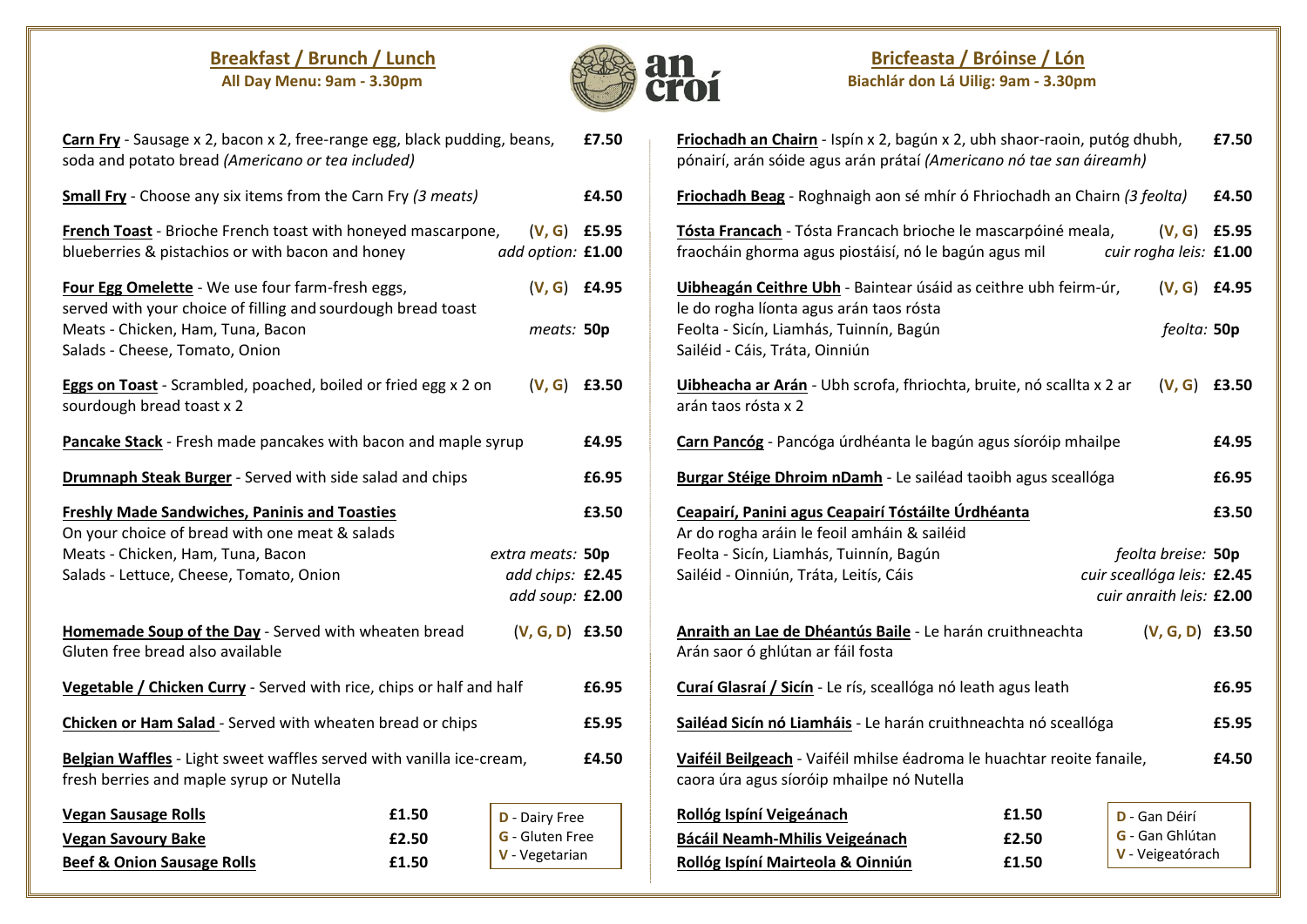an croí

## Breakfast / Brunch / Lunch

**All Day Menu: 9am - 3.30pm**

**Carn Fry** - Sausage x 2, bacon x 2, free-range egg, black pudding, beans, soda and potato bread *(Americano or tea included)* **£7.50**

**Small Fry** - Choose any six items from the Carn Fry *(3 meats)* **£4.50**

**French Toast** - Brioche French toast with honeyed mascarpone, blueberries & pistachios or with bacon and honey **(V, G)** **£5.95**
*add option:* **£1.00**

**Four Egg Omelette** - We use four farm-fresh eggs, served with your choice of filling and sourdough bread toast **(V, G)** **£4.95**
Meats - Chicken, Ham, Tuna, Bacon *meats:* **50p**
Salads - Cheese, Tomato, Onion

**Eggs on Toast** - Scrambled, poached, boiled or fried egg x 2 on sourdough bread toast x 2 **(V, G)** **£3.50**

**Pancake Stack** - Fresh made pancakes with bacon and maple syrup **£4.95**

**Drumnaph Steak Burger** - Served with side salad and chips **£6.95**

**Freshly Made Sandwiches, Paninis and Toasties** **£3.50**
On your choice of bread with one meat & salads
Meats - Chicken, Ham, Tuna, Bacon *extra meats:* **50p**
Salads - Lettuce, Cheese, Tomato, Onion *add chips:* **£2.45**
*add soup:* **£2.00**

**Homemade Soup of the Day** - Served with wheaten bread **(V, G, D)** **£3.50**
Gluten free bread also available

**Vegetable / Chicken Curry** - Served with rice, chips or half and half **£6.95**

**Chicken or Ham Salad** - Served with wheaten bread or chips **£5.95**

**Belgian Waffles** - Light sweet waffles served with vanilla ice-cream, fresh berries and maple syrup or Nutella **£4.50**

**Vegan Sausage Rolls** **£1.50**
**Vegan Savoury Bake** **£2.50**
**Beef & Onion Sausage Rolls** **£1.50**

**D** - Dairy Free
**G** - Gluten Free
**V** - Vegetarian

## Bricfeasta / Bróinse / Lón

**Biachlár don Lá Uilig: 9am - 3.30pm**

**Friochadh an Chairn** - Ispín x 2, bagún x 2, ubh shaor-raoin, putóg dhubh, pónairí, arán sóide agus arán prátaí *(Americano nó tae san áireamh)* **£7.50**

**Friochadh Beag** - Roghnaigh aon sé mhír ó Fhriochadh an Chairn *(3 feolta)* **£4.50**

**Tósta Francach** - Tósta Francach brioche le mascarpóiné meala, fraocháin ghorma agus piostáisí, nó le bagún agus mil **(V, G)** **£5.95**
*cuir rogha leis:* **£1.00**

**Uibheagán Ceithre Ubh** - Baintear úsáid as ceithre ubh feirm-úr, le do rogha líonta agus arán taos rósta **(V, G)** **£4.95**
Feolta - Sicín, Liamhás, Tuinnín, Bagún *feolta:* **50p**
Sailéid - Cáis, Tráta, Oinniún

**Uibheacha ar Arán** - Ubh scrofa, fhriochta, bruite, nó scallta x 2 ar arán taos rósta x 2 **(V, G)** **£3.50**

**Carn Pancóg** - Pancóga úrdhéanta le bagún agus síoróip mhailpe **£4.95**

**Burgar Stéige Dhroim nDamh** - Le sailéad taoibh agus sceallóga **£6.95**

**Ceapairí, Panini agus Ceapairí Tóstáilte Úrdhéanta** **£3.50**
Ar do rogha aráin le feoil amháin & sailéid
Feolta - Sicín, Liamhás, Tuinnín, Bagún *feolta breise:* **50p**
Sailéid - Oinniún, Tráta, Leitís, Cáis *cuir sceallóga leis:* **£2.45**
*cuir anraith leis:* **£2.00**

**Anraith an Lae de Dhéantús Baile** - Le harán cruithneachta **(V, G, D)** **£3.50**
Arán saor ó ghlútan ar fáil fosta

**Curaí Glasraí / Sicín** - Le rís, sceallóga nó leath agus leath **£6.95**

**Sailéad Sicín nó Liamháis** - Le harán cruithneachta nó sceallóga **£5.95**

**Vaiféil Beilgeach** - Vaiféil mhilse éadroma le huachtar reoite fanaile, caora úra agus síoróip mhailpe nó Nutella **£4.50**

**Rollóg Ispíní Veigeánach** **£1.50**
**Bácáil Neamh-Mhilis Veigeánach** **£2.50**
**Rollóg Ispíní Mairteola & Oinniún** **£1.50**

**D** - Gan Déirí
**G** - Gan Ghlútan
**V** - Veigeatórach